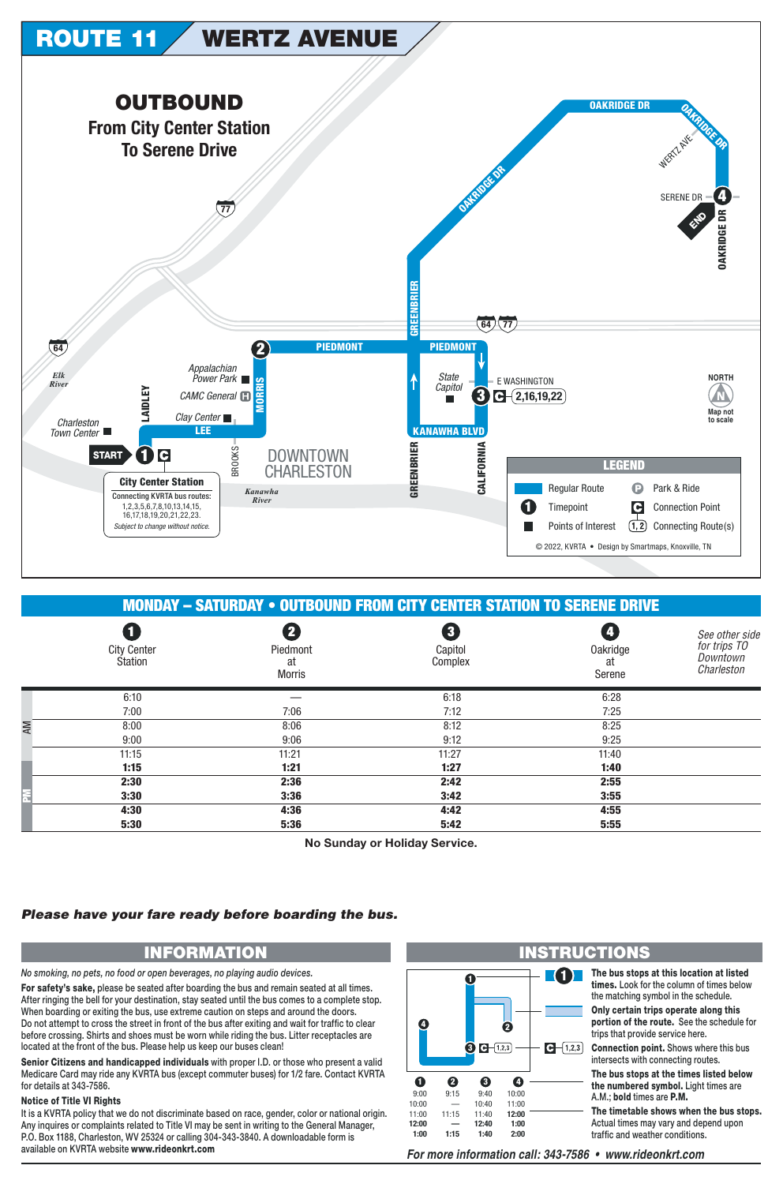# ROUTE 11 WERTZ AVENUE

## OUTBOUND
From City Center Station
To Serene Drive

START 1 C

**City Center Station**
Connecting KVRTA bus routes:
1,2,3,5,6,7,8,10,13,14,15, 16,17,18,19,20,21,22,23.
*Subject to change without notice.*

3 C 2,16,19,22

4 END

DOWNTOWN CHARLESTON

**LEGEND**

- Regular Route
- Timepoint
- Points of Interest
- Park & Ride
- Connection Point
- Connecting Route(s)

© 2022, KVRTA • Design by Smartmaps, Knoxville, TN

## MONDAY – SATURDAY • OUTBOUND FROM CITY CENTER STATION TO SERENE DRIVE

| | 1 City Center Station | 2 Piedmont at Morris | 3 Capitol Complex | 4 Oakridge at Serene | *See other side for trips TO Downtown Charleston* |
|---|---|---|---|---|---|
| AM | 6:10 | — | 6:18 | 6:28 | |
| AM | 7:00 | 7:06 | 7:12 | 7:25 | |
| AM | 8:00 | 8:06 | 8:12 | 8:25 | |
| AM | 9:00 | 9:06 | 9:12 | 9:25 | |
| AM | 11:15 | 11:21 | 11:27 | 11:40 | |
| PM | **1:15** | **1:21** | **1:27** | **1:40** | |
| PM | **2:30** | **2:36** | **2:42** | **2:55** | |
| PM | **3:30** | **3:36** | **3:42** | **3:55** | |
| PM | **4:30** | **4:36** | **4:42** | **4:55** | |
| PM | **5:30** | **5:36** | **5:42** | **5:55** | |

**No Sunday or Holiday Service.**

***Please have your fare ready before boarding the bus.***

## INFORMATION

*No smoking, no pets, no food or open beverages, no playing audio devices.*

**For safety's sake,** please be seated after boarding the bus and remain seated at all times. After ringing the bell for your destination, stay seated until the bus comes to a complete stop. When boarding or exiting the bus, use extreme caution on steps and around the doors. Do not attempt to cross the street in front of the bus after exiting and wait for traffic to clear before crossing. Shirts and shoes must be worn while riding the bus. Litter receptacles are located at the front of the bus. Please help us keep our buses clean!

**Senior Citizens and handicapped individuals** with proper I.D. or those who present a valid Medicare Card may ride any KVRTA bus (except commuter buses) for 1/2 fare. Contact KVRTA for details at 343-7586.

**Notice of Title VI Rights**

It is a KVRTA policy that we do not discriminate based on race, gender, color or national origin. Any inquires or complaints related to Title VI may be sent in writing to the General Manager, P.O. Box 1188, Charleston, WV 25324 or calling 304-343-3840. A downloadable form is available on KVRTA website **www.rideonkrt.com**

## INSTRUCTIONS

| 1 | 2 | 3 | 4 |
|---|---|---|---|
| 9:00 | 9:15 | 9:40 | 10:00 |
| 10:00 | — | 10:40 | 11:00 |
| 11:00 | 11:15 | 11:40 | **12:00** |
| **12:00** | — | **12:40** | **1:00** |
| **1:00** | **1:15** | **1:40** | **2:00** |

**The bus stops at this location at listed times.** Look for the column of times below the matching symbol in the schedule.

**Only certain trips operate along this portion of the route.** See the schedule for trips that provide service here.

**Connection point.** Shows where this bus intersects with connecting routes.

**The bus stops at the times listed below the numbered symbol.** Light times are A.M.; **bold** times are **P.M.**

**The timetable shows when the bus stops.** Actual times may vary and depend upon traffic and weather conditions.

***For more information call: 343-7586 • www.rideonkrt.com***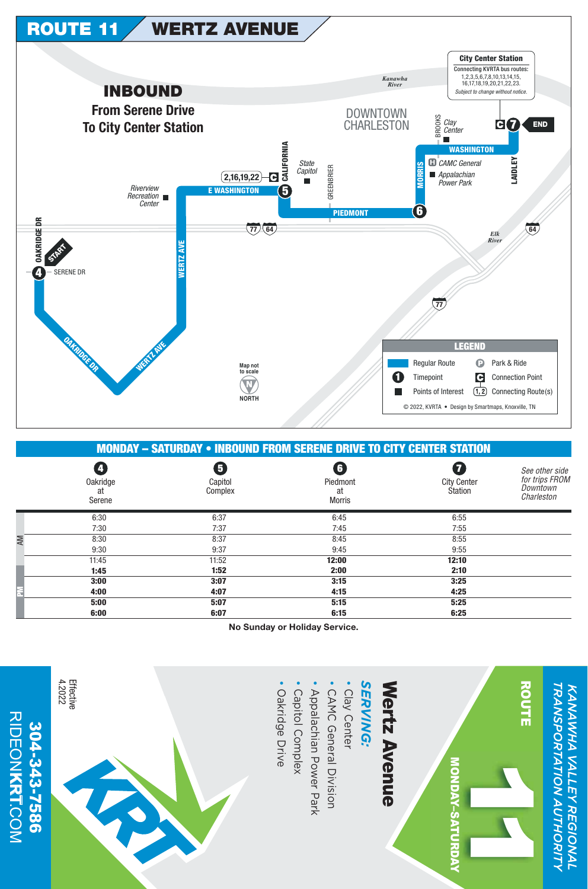# ROUTE 11 WERTZ AVENUE

## INBOUND

**From Serene Drive To City Center Station**

**City Center Station**
Connecting KVRTA bus routes:
1,2,3,5,6,7,8,10,13,14,15,16,17,18,19,20,21,22,23.
*Subject to change without notice.*

START — 4 Oakridge Dr / Serene Dr
5 E Washington / California (2,16,19,22 C)
6 Piedmont / Morris
7 City Center Station (C) END

Points of interest: Riverview Recreation Center, State Capitol, Clay Center, CAMC General, Appalachian Power Park

Map not to scale

**LEGEND**
Regular Route — Park & Ride
Timepoint — Connection Point
Points of Interest — Connecting Route(s)

© 2022, KVRTA • Design by Smartmaps, Knoxville, TN

## MONDAY – SATURDAY • INBOUND FROM SERENE DRIVE TO CITY CENTER STATION

| | 4 Oakridge at Serene | 5 Capitol Complex | 6 Piedmont at Morris | 7 City Center Station | *See other side for trips FROM Downtown Charleston* |
|---|---|---|---|---|---|
| AM | 6:30 | 6:37 | 6:45 | 6:55 | |
| AM | 7:30 | 7:37 | 7:45 | 7:55 | |
| AM | 8:30 | 8:37 | 8:45 | 8:55 | |
| AM | 9:30 | 9:37 | 9:45 | 9:55 | |
| AM | 11:45 | 11:52 | **12:00** | **12:10** | |
| PM | **1:45** | **1:52** | **2:00** | **2:10** | |
| PM | **3:00** | **3:07** | **3:15** | **3:25** | |
| PM | **4:00** | **4:07** | **4:15** | **4:25** | |
| PM | **5:00** | **5:07** | **5:15** | **5:25** | |
| PM | **6:00** | **6:07** | **6:15** | **6:25** | |

**No Sunday or Holiday Service.**

*KANAWHA VALLEY REGIONAL TRANSPORTATION AUTHORITY*

**ROUTE 11**

**MONDAY–SATURDAY**

**Wertz Avenue**

***SERVING:***

- Clay Center
- CAMC General Division
- Appalachian Power Park
- Capitol Complex
- Oakridge Drive

Effective 4.2022

**304-343-7586**
RIDEON**KRT**.COM